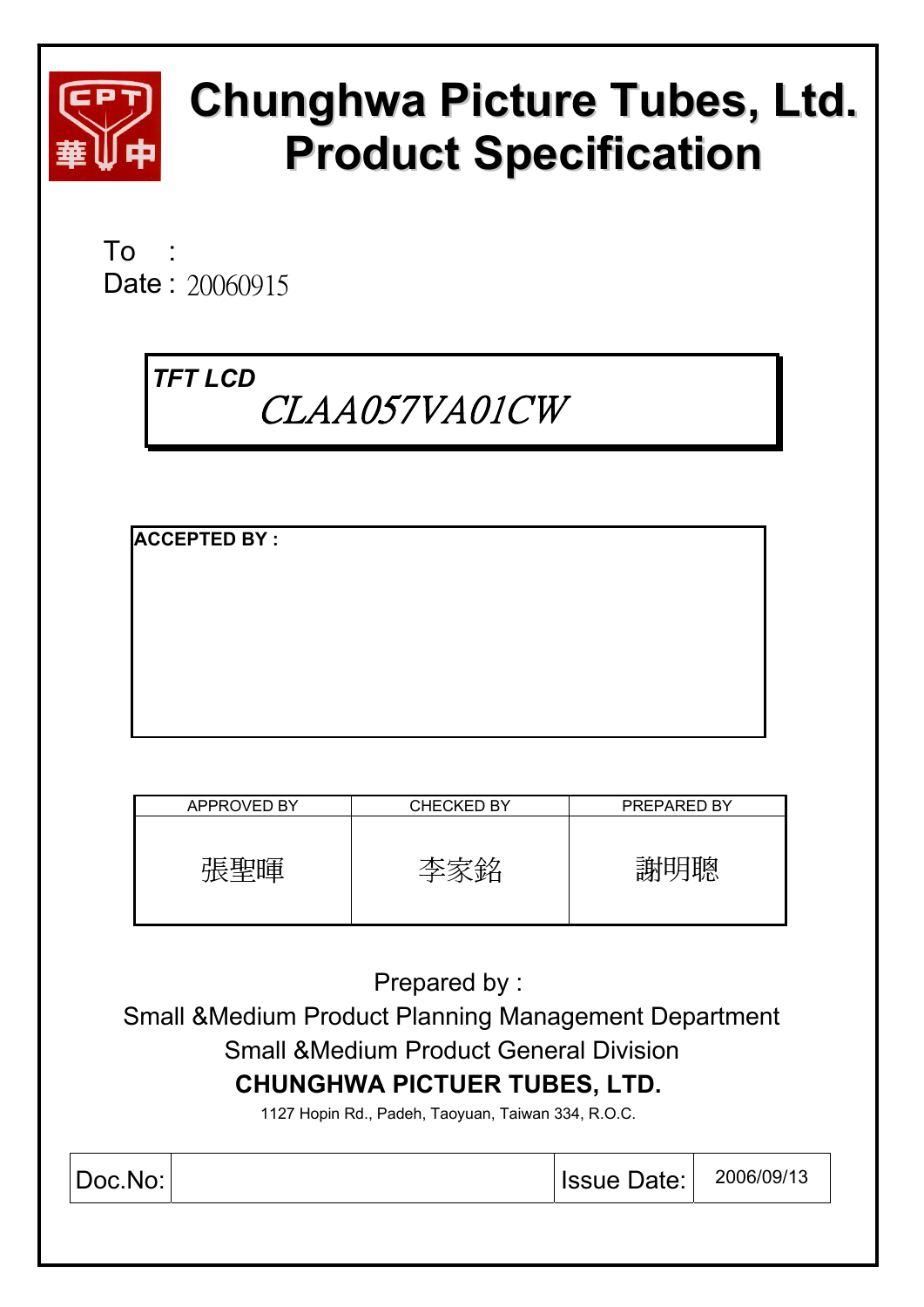# Chunghwa Picture Tubes, Ltd.
# Product Specification

To :

Date : 20060915

**TFT LCD**

*CLAA057VA01CW*

**ACCEPTED BY :**

| APPROVED BY | CHECKED BY | PREPARED BY |
|---|---|---|
| 張聖暉 | 李家銘 | 謝明聰 |

Prepared by :

Small &Medium Product Planning Management Department

Small &Medium Product General Division

**CHUNGHWA PICTUER TUBES, LTD.**

1127 Hopin Rd., Padeh, Taoyuan, Taiwan 334, R.O.C.

| Doc.No: | | Issue Date: | 2006/09/13 |
|---|---|---|---|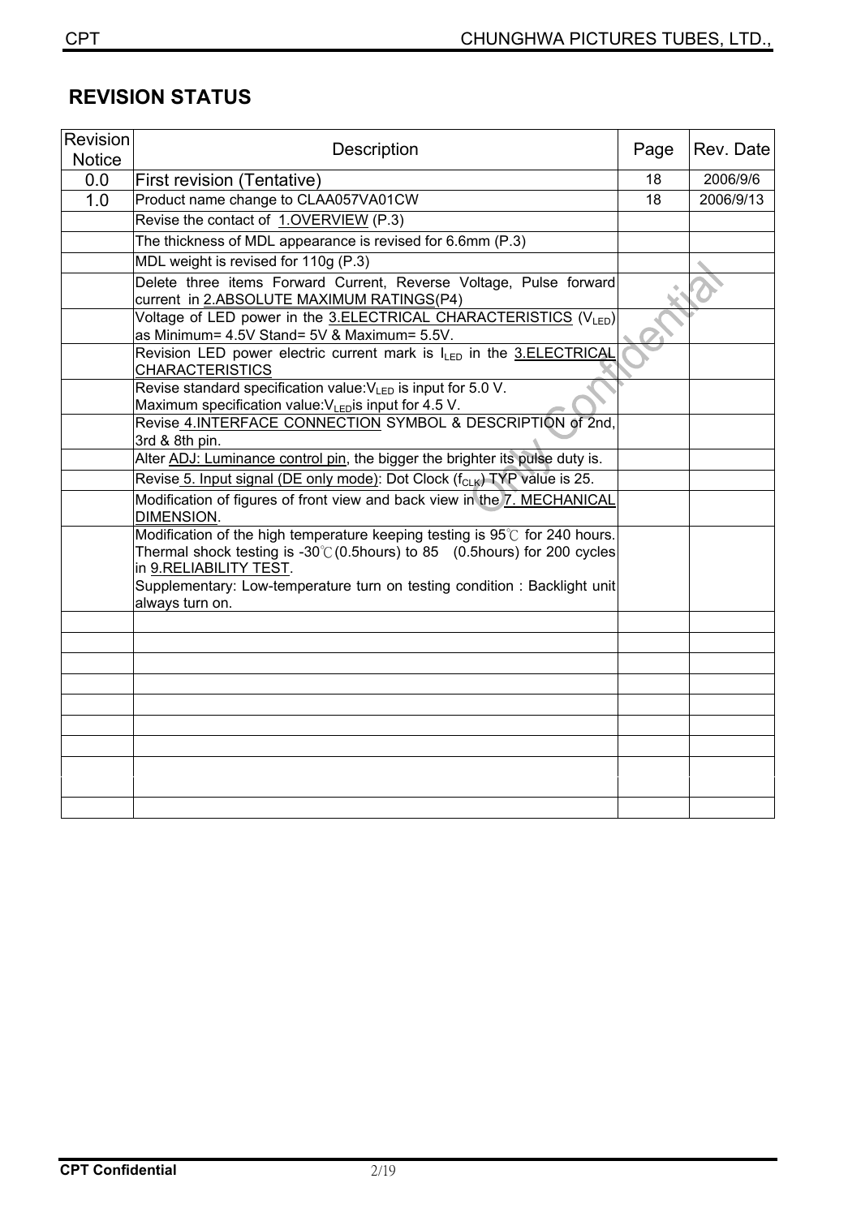# REVISION STATUS

| Revision Notice | Description | Page | Rev. Date |
|---|---|---|---|
| 0.0 | First revision (Tentative) | 18 | 2006/9/6 |
| 1.0 | Product name change to CLAA057VA01CW | 18 | 2006/9/13 |
| | Revise the contact of 1.OVERVIEW (P.3) | | |
| | The thickness of MDL appearance is revised for 6.6mm (P.3) | | |
| | MDL weight is revised for 110g (P.3) | | |
| | Delete three items Forward Current, Reverse Voltage, Pulse forward current in 2.ABSOLUTE MAXIMUM RATINGS(P4) | | |
| | Voltage of LED power in the 3.ELECTRICAL CHARACTERISTICS ($V_{LED}$) as Minimum= 4.5V Stand= 5V & Maximum= 5.5V. | | |
| | Revision LED power electric current mark is $I_{LED}$ in the 3.ELECTRICAL CHARACTERISTICS | | |
| | Revise standard specification value:$V_{LED}$ is input for 5.0 V.<br>Maximum specification value:$V_{LED}$is input for 4.5 V. | | |
| | Revise 4.INTERFACE CONNECTION SYMBOL & DESCRIPTION of 2nd, 3rd & 8th pin. | | |
| | Alter ADJ: Luminance control pin, the bigger the brighter its pulse duty is. | | |
| | Revise 5. Input signal (DE only mode): Dot Clock ($f_{CLK}$) TYP value is 25. | | |
| | Modification of figures of front view and back view in the 7. MECHANICAL DIMENSION. | | |
| | Modification of the high temperature keeping testing is 95℃ for 240 hours. Thermal shock testing is -30℃(0.5hours) to 85 (0.5hours) for 200 cycles in 9.RELIABILITY TEST.<br>Supplementary: Low-temperature turn on testing condition : Backlight unit always turn on. | | |
| | | | |
| | | | |
| | | | |
| | | | |
| | | | |
| | | | |
| | | | |
| | | | |
| | | | |
| | | | |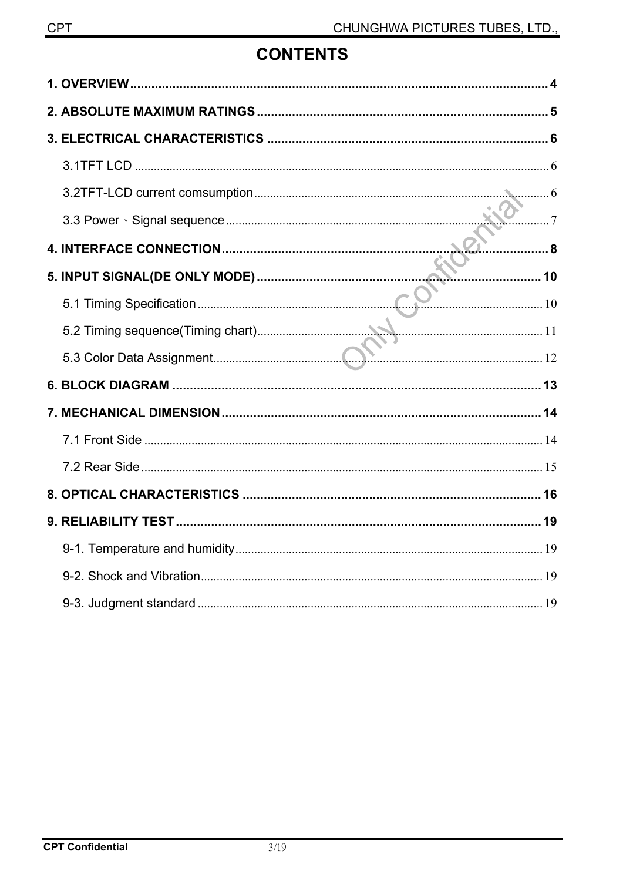# CONTENTS

**1. OVERVIEW** ........................................................ **4**

**2. ABSOLUTE MAXIMUM RATINGS** ........................................................ **5**

**3. ELECTRICAL CHARACTERISTICS** ........................................................ **6**

- 3.1TFT LCD ........................................................ 6
- 3.2TFT-LCD current comsumption ........................................................ 6
- 3.3 Power、Signal sequence ........................................................ 7

**4. INTERFACE CONNECTION** ........................................................ **8**

**5. INPUT SIGNAL(DE ONLY MODE)** ........................................................ **10**

- 5.1 Timing Specification ........................................................ 10
- 5.2 Timing sequence(Timing chart) ........................................................ 11
- 5.3 Color Data Assignment ........................................................ 12

**6. BLOCK DIAGRAM** ........................................................ **13**

**7. MECHANICAL DIMENSION** ........................................................ **14**

- 7.1 Front Side ........................................................ 14
- 7.2 Rear Side ........................................................ 15

**8. OPTICAL CHARACTERISTICS** ........................................................ **16**

**9. RELIABILITY TEST** ........................................................ **19**

- 9-1. Temperature and humidity ........................................................ 19
- 9-2. Shock and Vibration ........................................................ 19
- 9-3. Judgment standard ........................................................ 19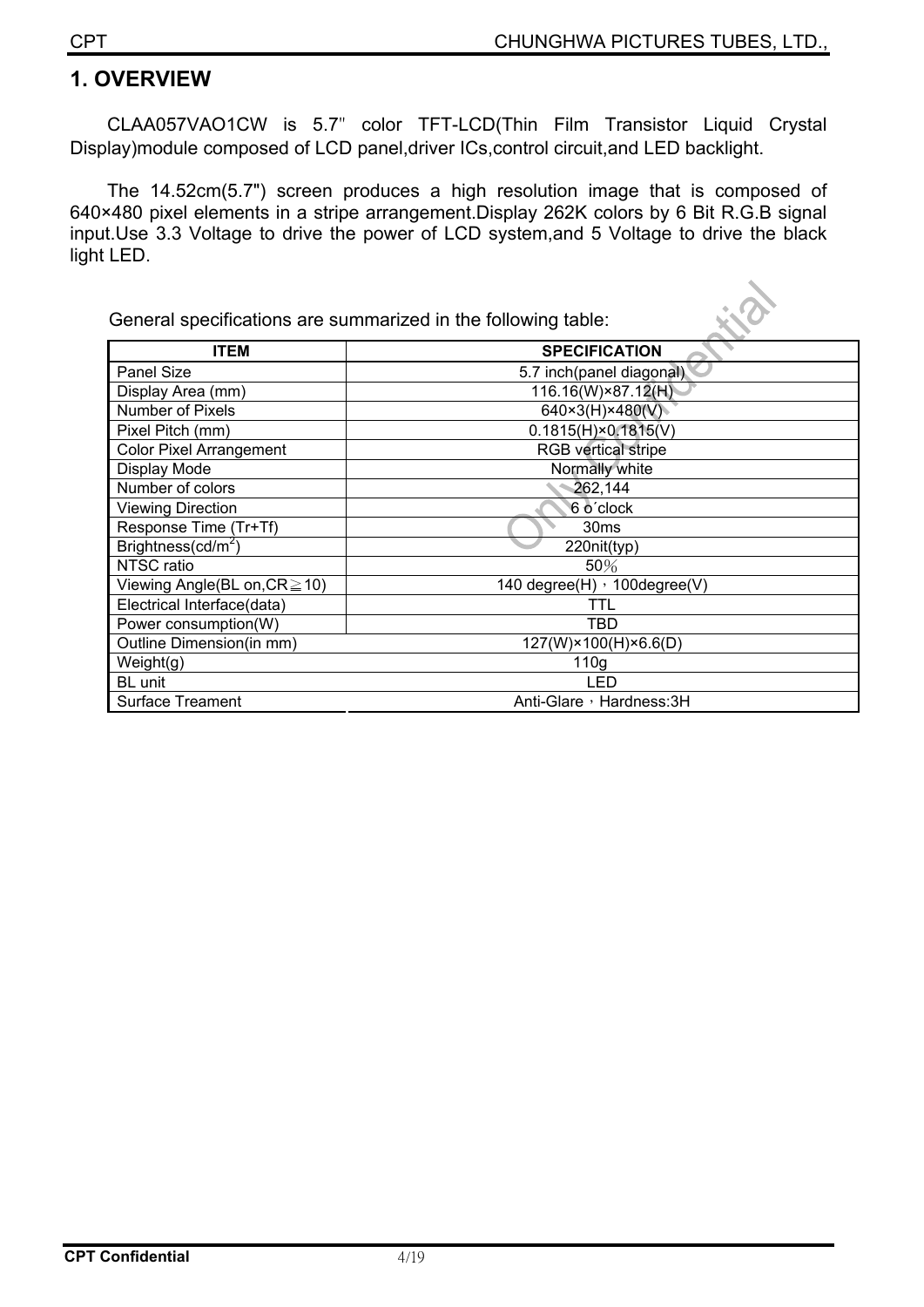# 1. OVERVIEW

CLAA057VAO1CW is 5.7" color TFT-LCD(Thin Film Transistor Liquid Crystal Display)module composed of LCD panel,driver ICs,control circuit,and LED backlight.

The 14.52cm(5.7") screen produces a high resolution image that is composed of 640×480 pixel elements in a stripe arrangement.Display 262K colors by 6 Bit R.G.B signal input.Use 3.3 Voltage to drive the power of LCD system,and 5 Voltage to drive the black light LED.

General specifications are summarized in the following table:

| ITEM | SPECIFICATION |
|---|---|
| Panel Size | 5.7 inch(panel diagonal) |
| Display Area (mm) | 116.16(W)×87.12(H) |
| Number of Pixels | 640×3(H)×480(V) |
| Pixel Pitch (mm) | 0.1815(H)×0.1815(V) |
| Color Pixel Arrangement | RGB vertical stripe |
| Display Mode | Normally white |
| Number of colors | 262,144 |
| Viewing Direction | 6 o´clock |
| Response Time (Tr+Tf) | 30ms |
| Brightness($cd/m^2$) | 220nit(typ) |
| NTSC ratio | 50％ |
| Viewing Angle(BL on,CR≧10) | 140 degree(H)，100degree(V) |
| Electrical Interface(data) | TTL |
| Power consumption(W) | TBD |
| Outline Dimension(in mm) | 127(W)×100(H)×6.6(D) |
| Weight(g) | 110g |
| BL unit | LED |
| Surface Treament | Anti-Glare，Hardness:3H |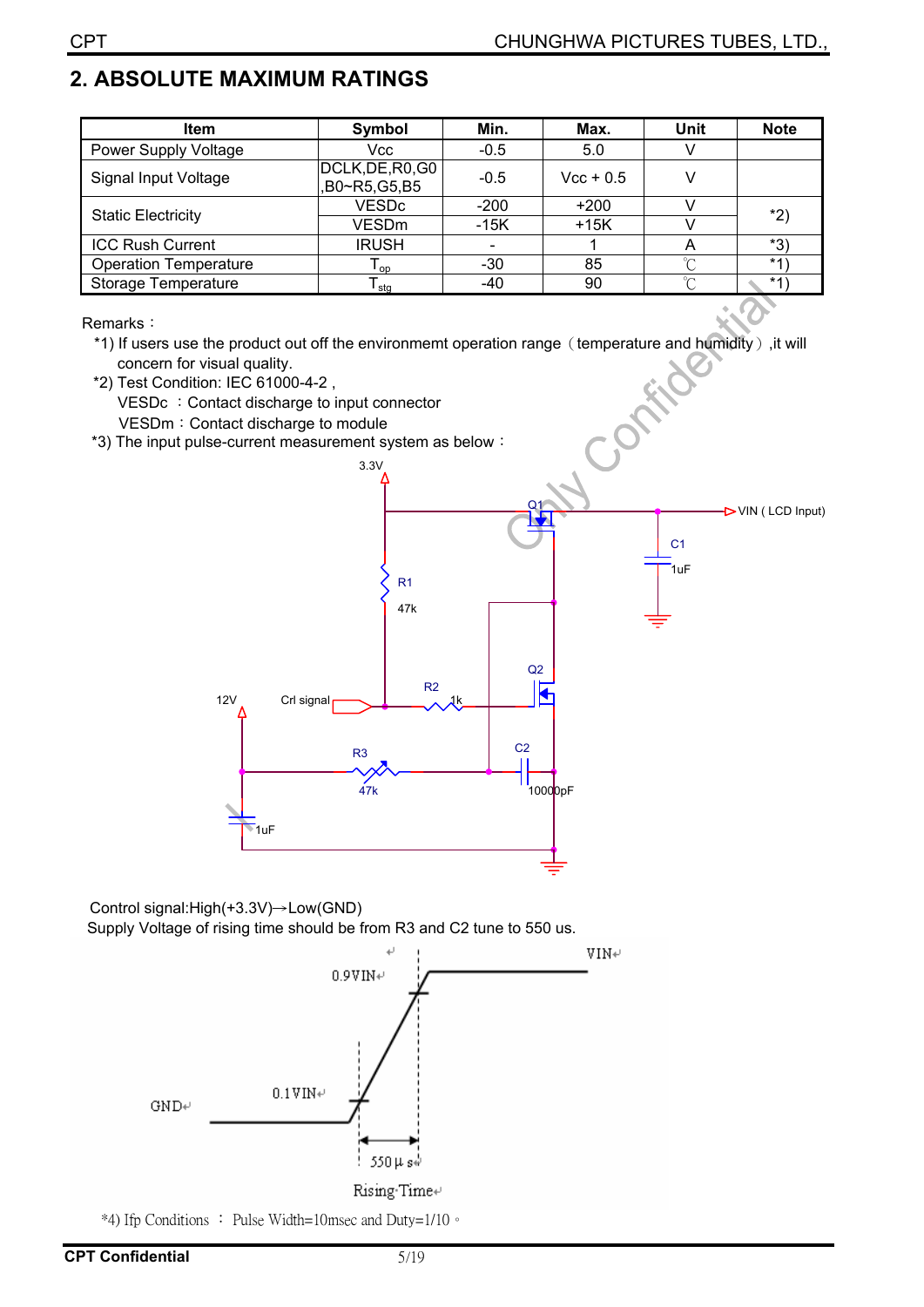## 2. ABSOLUTE MAXIMUM RATINGS

| Item | Symbol | Min. | Max. | Unit | Note |
|---|---|---|---|---|---|
| Power Supply Voltage | Vcc | -0.5 | 5.0 | V | |
| Signal Input Voltage | DCLK,DE,R0,G0 ,B0~R5,G5,B5 | -0.5 | Vcc + 0.5 | V | |
| Static Electricity | VESDc | -200 | +200 | V | *2) |
| | VESDm | -15K | +15K | V | |
| ICC Rush Current | IRUSH | - | 1 | A | *3) |
| Operation Temperature | $T_{op}$ | -30 | 85 | ℃ | *1) |
| Storage Temperature | $T_{stg}$ | -40 | 90 | ℃ | *1) |

Remarks：

*1) If users use the product out off the environmemt operation range（temperature and humidity）,it will concern for visual quality.

*2) Test Condition: IEC 61000-4-2 ,

VESDc ：Contact discharge to input connector

VESDm：Contact discharge to module

*3) The input pulse-current measurement system as below：

3.3V, Q1, VIN ( LCD Input), C1 1uF, R1 47k, Q2, 12V, Crl signal, R2 1k, R3 47k, C2 10000pF, 1uF

Control signal:High(+3.3V)→Low(GND)

Supply Voltage of rising time should be from R3 and C2 tune to 550 us.

VIN, 0.9VIN, 0.1VIN, GND, 550μs, Rising Time

*4) Ifp Conditions ： Pulse Width=10msec and Duty=1/10。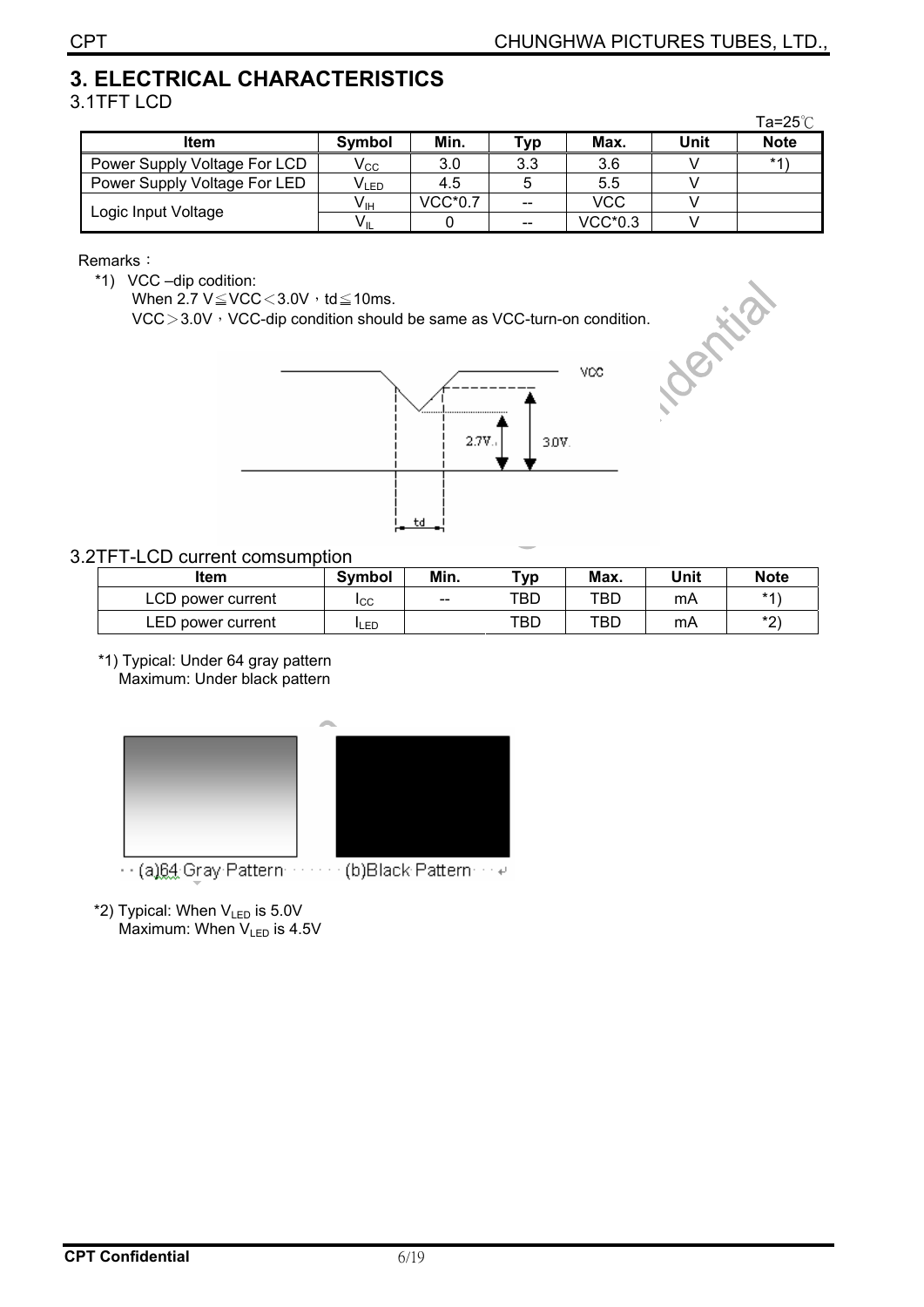# 3. ELECTRICAL CHARACTERISTICS

## 3.1TFT LCD

Ta=25℃

| Item | Symbol | Min. | Typ | Max. | Unit | Note |
|---|---|---|---|---|---|---|
| Power Supply Voltage For LCD | $V_{CC}$ | 3.0 | 3.3 | 3.6 | V | *1) |
| Power Supply Voltage For LED | $V_{LED}$ | 4.5 | 5 | 5.5 | V | |
| Logic Input Voltage | $V_{IH}$ | VCC*0.7 | -- | VCC | V | |
| | $V_{IL}$ | 0 | -- | VCC*0.3 | V | |

Remarks：

*1) VCC –dip codition:
When 2.7 V≦VCC＜3.0V，td≦10ms.
VCC＞3.0V，VCC-dip condition should be same as VCC-turn-on condition.

## 3.2TFT-LCD current comsumption

| Item | Symbol | Min. | Typ | Max. | Unit | Note |
|---|---|---|---|---|---|---|
| LCD power current | $I_{CC}$ | -- | TBD | TBD | mA | *1) |
| LED power current | $I_{LED}$ | | TBD | TBD | mA | *2) |

*1) Typical: Under 64 gray pattern
Maximum: Under black pattern

(a)64 Gray Pattern (b)Black Pattern

*2) Typical: When $V_{LED}$ is 5.0V
Maximum: When $V_{LED}$ is 4.5V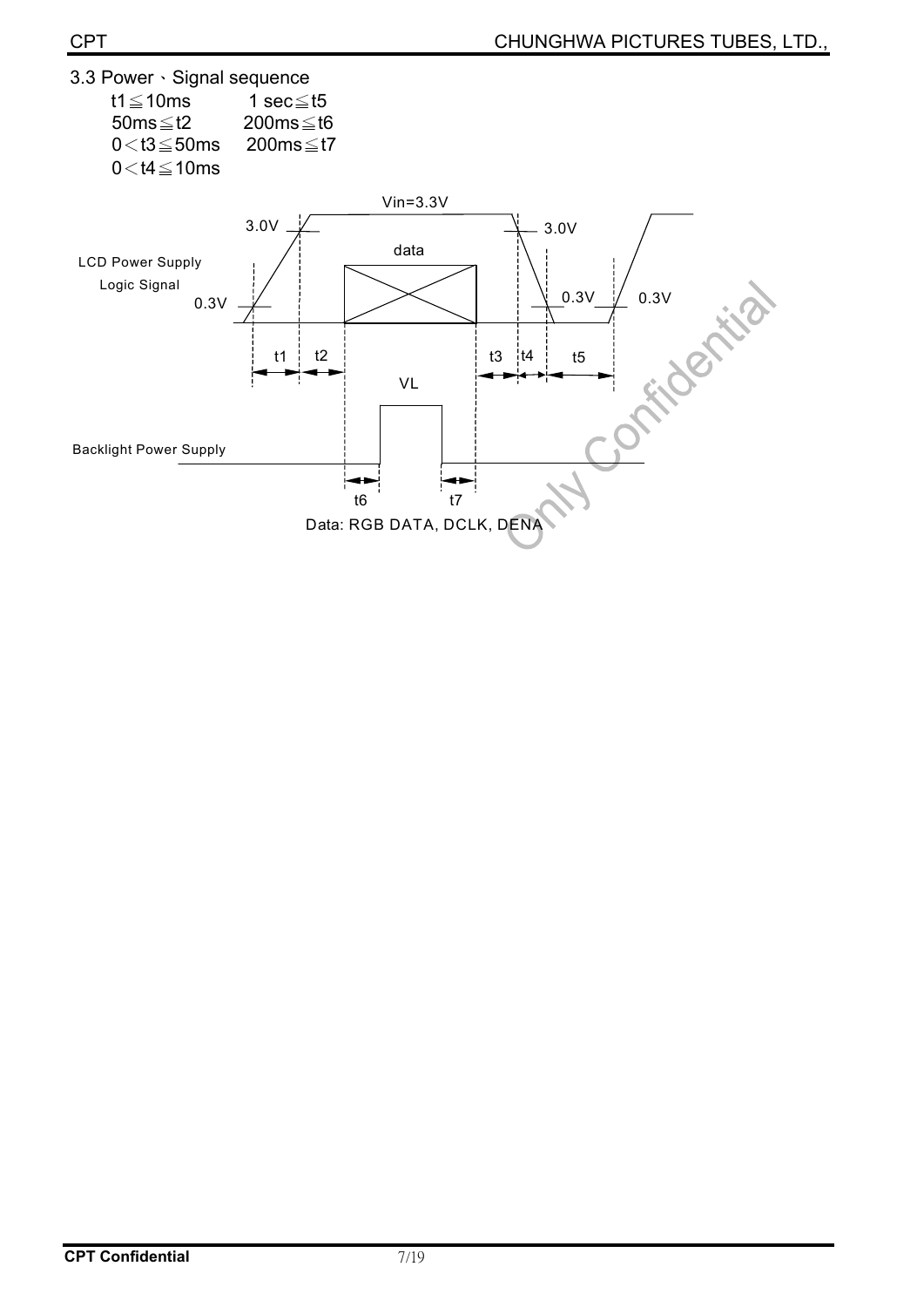### 3.3 Power、Signal sequence

| | |
|---|---|
| t1≦10ms | 1 sec≦t5 |
| 50ms≦t2 | 200ms≦t6 |
| 0＜t3≦50ms | 200ms≦t7 |
| 0＜t4≦10ms | |

Vin=3.3V

3.0V

data

3.0V

LCD Power Supply

Logic Signal

0.3V

0.3V

0.3V

t1 t2

t3 t4 t5

VL

Backlight Power Supply

t6 t7

Data: RGB DATA, DCLK, DENA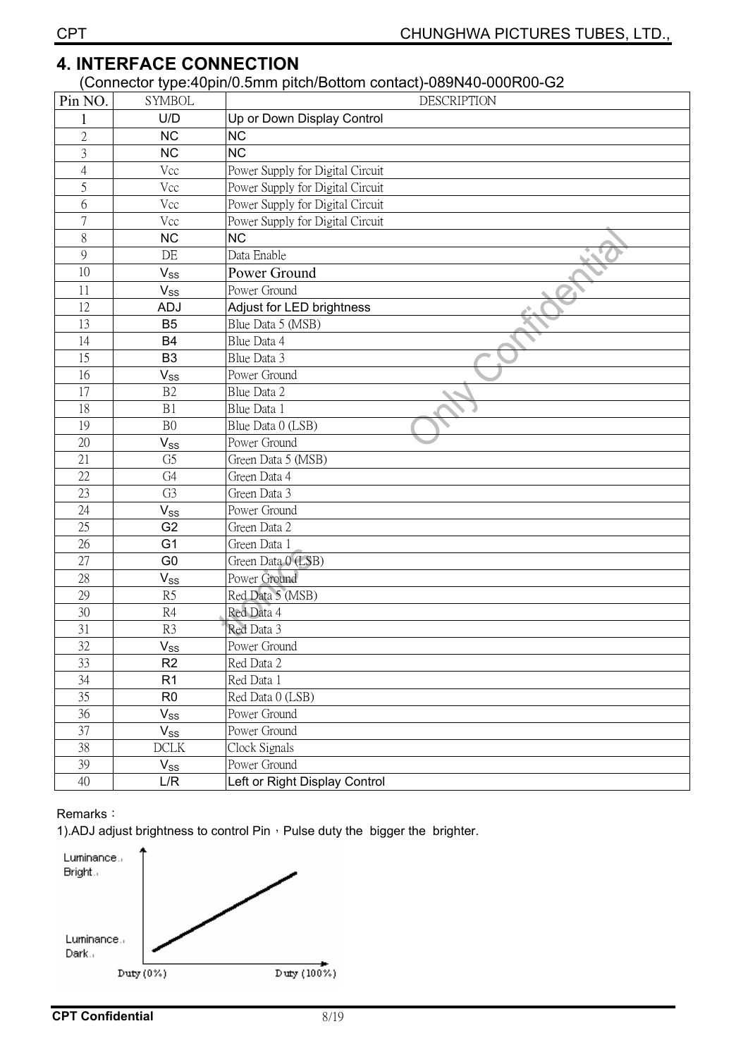## 4. INTERFACE CONNECTION

(Connector type:40pin/0.5mm pitch/Bottom contact)-089N40-000R00-G2

| Pin NO. | SYMBOL | DESCRIPTION |
|---|---|---|
| 1 | U/D | Up or Down Display Control |
| 2 | NC | NC |
| 3 | NC | NC |
| 4 | Vcc | Power Supply for Digital Circuit |
| 5 | Vcc | Power Supply for Digital Circuit |
| 6 | Vcc | Power Supply for Digital Circuit |
| 7 | Vcc | Power Supply for Digital Circuit |
| 8 | NC | NC |
| 9 | DE | Data Enable |
| 10 | $V_{SS}$ | Power Ground |
| 11 | $V_{SS}$ | Power Ground |
| 12 | ADJ | Adjust for LED brightness |
| 13 | B5 | Blue Data 5 (MSB) |
| 14 | B4 | Blue Data 4 |
| 15 | B3 | Blue Data 3 |
| 16 | $V_{SS}$ | Power Ground |
| 17 | B2 | Blue Data 2 |
| 18 | B1 | Blue Data 1 |
| 19 | B0 | Blue Data 0 (LSB) |
| 20 | $V_{SS}$ | Power Ground |
| 21 | G5 | Green Data 5 (MSB) |
| 22 | G4 | Green Data 4 |
| 23 | G3 | Green Data 3 |
| 24 | $V_{SS}$ | Power Ground |
| 25 | G2 | Green Data 2 |
| 26 | G1 | Green Data 1 |
| 27 | G0 | Green Data 0 (LSB) |
| 28 | $V_{SS}$ | Power Ground |
| 29 | R5 | Red Data 5 (MSB) |
| 30 | R4 | Red Data 4 |
| 31 | R3 | Red Data 3 |
| 32 | $V_{SS}$ | Power Ground |
| 33 | R2 | Red Data 2 |
| 34 | R1 | Red Data 1 |
| 35 | R0 | Red Data 0 (LSB) |
| 36 | $V_{SS}$ | Power Ground |
| 37 | $V_{SS}$ | Power Ground |
| 38 | DCLK | Clock Signals |
| 39 | $V_{SS}$ | Power Ground |
| 40 | L/R | Left or Right Display Control |

Remarks：

1).ADJ adjust brightness to control Pin，Pulse duty the bigger the brighter.

Luminance. Bright.

Luminance. Dark.

Duty (0%) Duty (100%)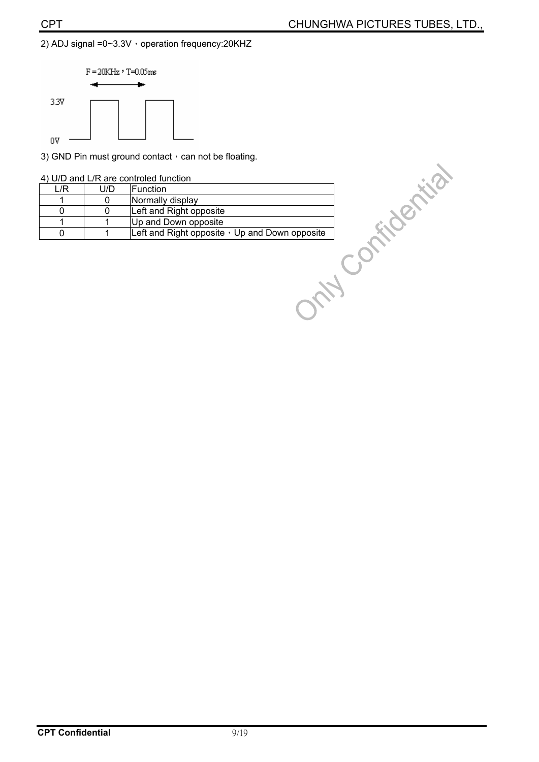2) ADJ signal =0~3.3V，operation frequency:20KHZ

F = 20KHz，T=0.05ms

3.3V

0V

3) GND Pin must ground contact，can not be floating.

4) U/D and L/R are controled function

| L/R | U/D | Function |
|---|---|---|
| 1 | 0 | Normally display |
| 0 | 0 | Left and Right opposite |
| 1 | 1 | Up and Down opposite |
| 0 | 1 | Left and Right opposite，Up and Down opposite |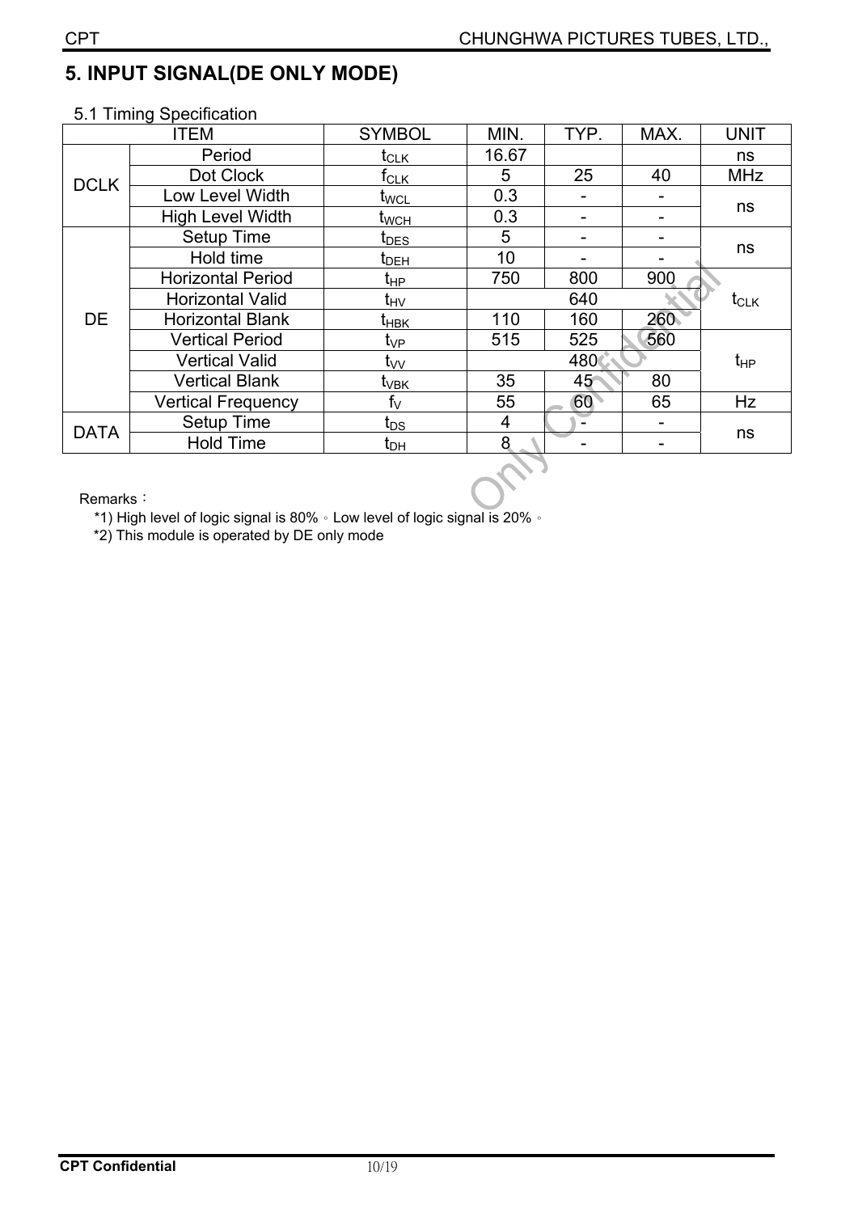# 5. INPUT SIGNAL(DE ONLY MODE)

5.1 Timing Specification

| ITEM | | SYMBOL | MIN. | TYP. | MAX. | UNIT |
|---|---|---|---|---|---|---|
| DCLK | Period | $t_{CLK}$ | 16.67 | | | ns |
| | Dot Clock | $f_{CLK}$ | 5 | 25 | 40 | MHz |
| | Low Level Width | $t_{WCL}$ | 0.3 | - | - | ns |
| | High Level Width | $t_{WCH}$ | 0.3 | - | - | |
| DE | Setup Time | $t_{DES}$ | 5 | - | - | ns |
| | Hold time | $t_{DEH}$ | 10 | - | - | |
| | Horizontal Period | $t_{HP}$ | 750 | 800 | 900 | $t_{CLK}$ |
| | Horizontal Valid | $t_{HV}$ | | 640 | | |
| | Horizontal Blank | $t_{HBK}$ | 110 | 160 | 260 | |
| | Vertical Period | $t_{VP}$ | 515 | 525 | 560 | $t_{HP}$ |
| | Vertical Valid | $t_{VV}$ | | 480 | | |
| | Vertical Blank | $t_{VBK}$ | 35 | 45 | 80 | |
| | Vertical Frequency | $f_V$ | 55 | 60 | 65 | Hz |
| DATA | Setup Time | $t_{DS}$ | 4 | - | - | ns |
| | Hold Time | $t_{DH}$ | 8 | - | - | |

Remarks：

*1) High level of logic signal is 80%。Low level of logic signal is 20%。

*2) This module is operated by DE only mode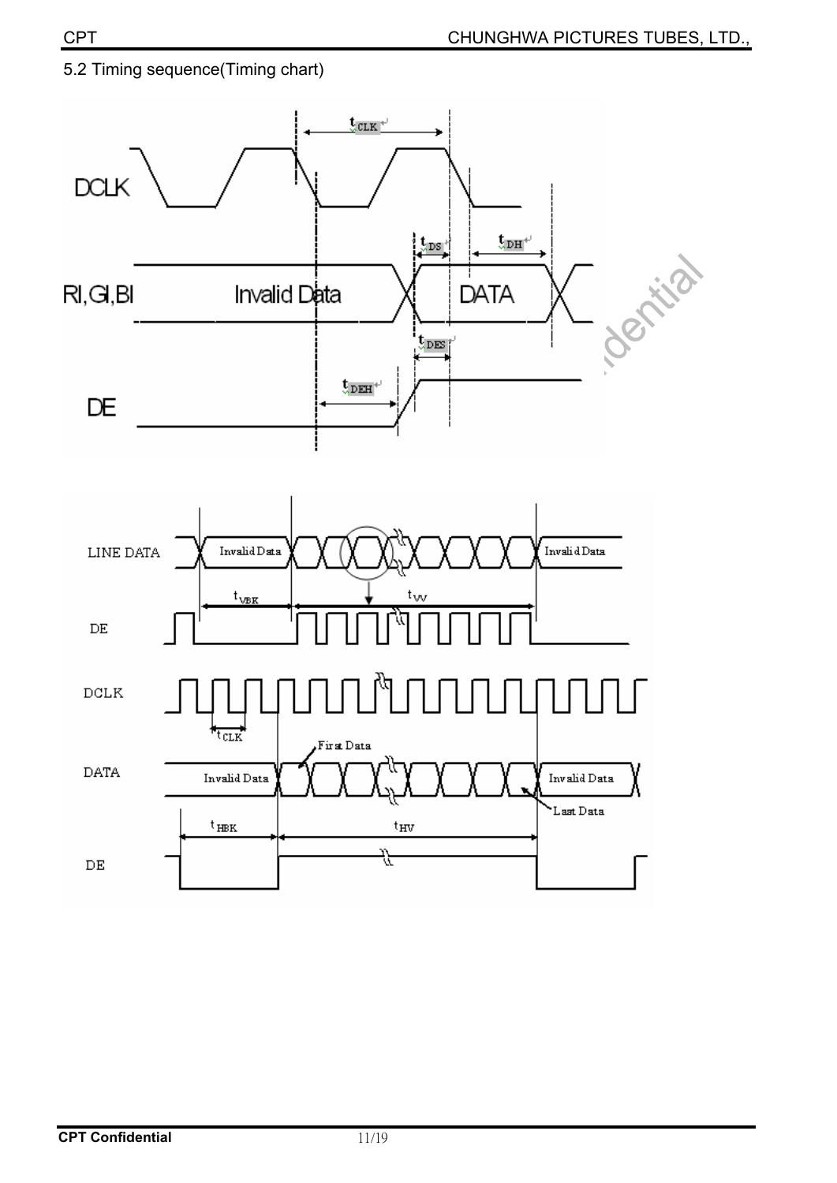5.2 Timing sequence(Timing chart)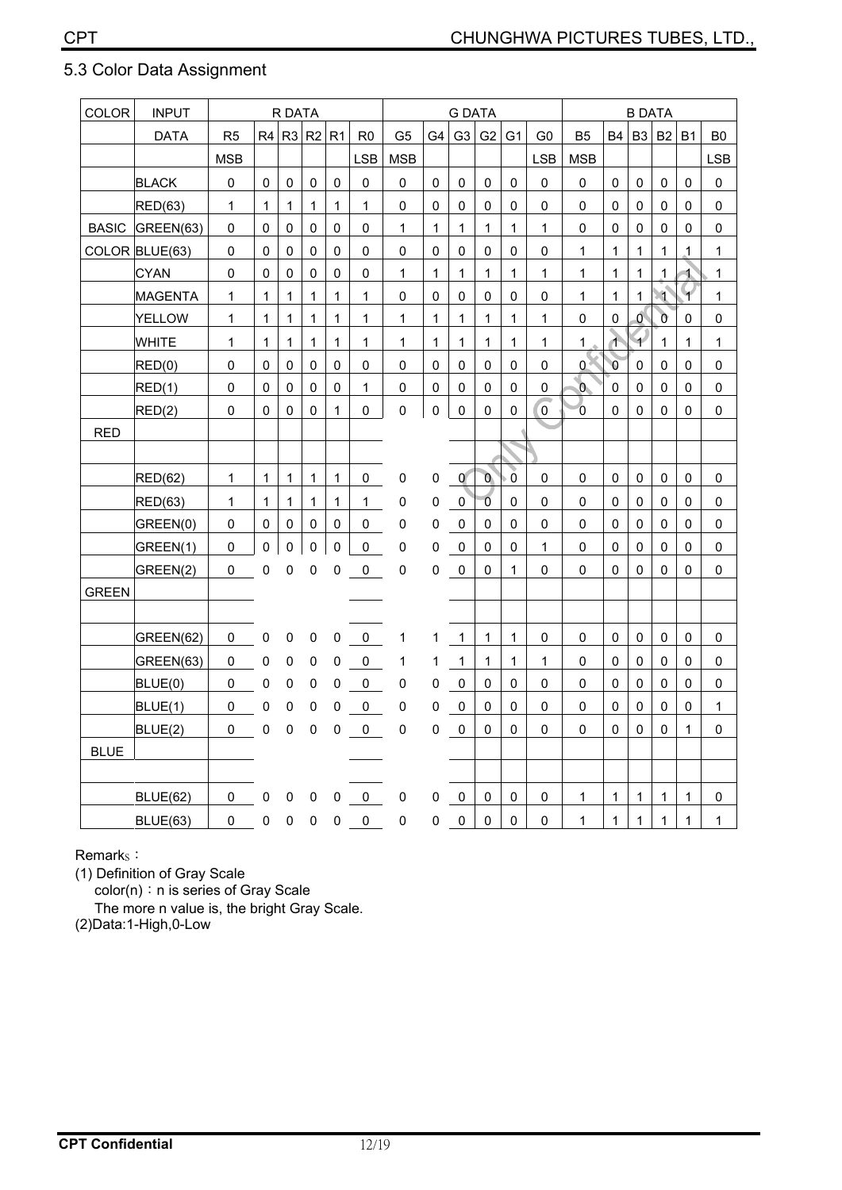## 5.3 Color Data Assignment

| COLOR | INPUT | R DATA | | | | | | G DATA | | | | | | B DATA | | | | | |
|---|---|---|---|---|---|---|---|---|---|---|---|---|---|---|---|---|---|---|---|
| | DATA | R5 | R4 | R3 | R2 | R1 | R0 | G5 | G4 | G3 | G2 | G1 | G0 | B5 | B4 | B3 | B2 | B1 | B0 |
| | | MSB | | | | | LSB | MSB | | | | | LSB | MSB | | | | | LSB |
| | BLACK | 0 | 0 | 0 | 0 | 0 | 0 | 0 | 0 | 0 | 0 | 0 | 0 | 0 | 0 | 0 | 0 | 0 | 0 |
| | RED(63) | 1 | 1 | 1 | 1 | 1 | 1 | 0 | 0 | 0 | 0 | 0 | 0 | 0 | 0 | 0 | 0 | 0 | 0 |
| BASIC | GREEN(63) | 0 | 0 | 0 | 0 | 0 | 0 | 1 | 1 | 1 | 1 | 1 | 1 | 0 | 0 | 0 | 0 | 0 | 0 |
| COLOR | BLUE(63) | 0 | 0 | 0 | 0 | 0 | 0 | 0 | 0 | 0 | 0 | 0 | 0 | 1 | 1 | 1 | 1 | 1 | 1 |
| | CYAN | 0 | 0 | 0 | 0 | 0 | 0 | 1 | 1 | 1 | 1 | 1 | 1 | 1 | 1 | 1 | 1 | 1 | 1 |
| | MAGENTA | 1 | 1 | 1 | 1 | 1 | 1 | 0 | 0 | 0 | 0 | 0 | 0 | 1 | 1 | 1 | 1 | 1 | 1 |
| | YELLOW | 1 | 1 | 1 | 1 | 1 | 1 | 1 | 1 | 1 | 1 | 1 | 1 | 0 | 0 | 0 | 0 | 0 | 0 |
| | WHITE | 1 | 1 | 1 | 1 | 1 | 1 | 1 | 1 | 1 | 1 | 1 | 1 | 1 | 1 | 1 | 1 | 1 | 1 |
| | RED(0) | 0 | 0 | 0 | 0 | 0 | 0 | 0 | 0 | 0 | 0 | 0 | 0 | 0 | 0 | 0 | 0 | 0 | 0 |
| | RED(1) | 0 | 0 | 0 | 0 | 0 | 1 | 0 | 0 | 0 | 0 | 0 | 0 | 0 | 0 | 0 | 0 | 0 | 0 |
| | RED(2) | 0 | 0 | 0 | 0 | 1 | 0 | 0 | 0 | 0 | 0 | 0 | 0 | 0 | 0 | 0 | 0 | 0 | 0 |
| RED | | | | | | | | | | | | | | | | | | | |
| | | | | | | | | | | | | | | | | | | | |
| | RED(62) | 1 | 1 | 1 | 1 | 1 | 0 | 0 | 0 | 0 | 0 | 0 | 0 | 0 | 0 | 0 | 0 | 0 | 0 |
| | RED(63) | 1 | 1 | 1 | 1 | 1 | 1 | 0 | 0 | 0 | 0 | 0 | 0 | 0 | 0 | 0 | 0 | 0 | 0 |
| | GREEN(0) | 0 | 0 | 0 | 0 | 0 | 0 | 0 | 0 | 0 | 0 | 0 | 0 | 0 | 0 | 0 | 0 | 0 | 0 |
| | GREEN(1) | 0 | 0 | 0 | 0 | 0 | 0 | 0 | 0 | 0 | 0 | 0 | 1 | 0 | 0 | 0 | 0 | 0 | 0 |
| | GREEN(2) | 0 | 0 | 0 | 0 | 0 | 0 | 0 | 0 | 0 | 0 | 1 | 0 | 0 | 0 | 0 | 0 | 0 | 0 |
| GREEN | | | | | | | | | | | | | | | | | | | |
| | | | | | | | | | | | | | | | | | | | |
| | GREEN(62) | 0 | 0 | 0 | 0 | 0 | 0 | 1 | 1 | 1 | 1 | 1 | 0 | 0 | 0 | 0 | 0 | 0 | 0 |
| | GREEN(63) | 0 | 0 | 0 | 0 | 0 | 0 | 1 | 1 | 1 | 1 | 1 | 1 | 0 | 0 | 0 | 0 | 0 | 0 |
| | BLUE(0) | 0 | 0 | 0 | 0 | 0 | 0 | 0 | 0 | 0 | 0 | 0 | 0 | 0 | 0 | 0 | 0 | 0 | 0 |
| | BLUE(1) | 0 | 0 | 0 | 0 | 0 | 0 | 0 | 0 | 0 | 0 | 0 | 0 | 0 | 0 | 0 | 0 | 0 | 1 |
| | BLUE(2) | 0 | 0 | 0 | 0 | 0 | 0 | 0 | 0 | 0 | 0 | 0 | 0 | 0 | 0 | 0 | 0 | 1 | 0 |
| BLUE | | | | | | | | | | | | | | | | | | | |
| | | | | | | | | | | | | | | | | | | | |
| | BLUE(62) | 0 | 0 | 0 | 0 | 0 | 0 | 0 | 0 | 0 | 0 | 0 | 0 | 1 | 1 | 1 | 1 | 1 | 0 |
| | BLUE(63) | 0 | 0 | 0 | 0 | 0 | 0 | 0 | 0 | 0 | 0 | 0 | 0 | 1 | 1 | 1 | 1 | 1 | 1 |

Remarks：

(1) Definition of Gray Scale

color(n)：n is series of Gray Scale

The more n value is, the bright Gray Scale.

(2)Data:1-High,0-Low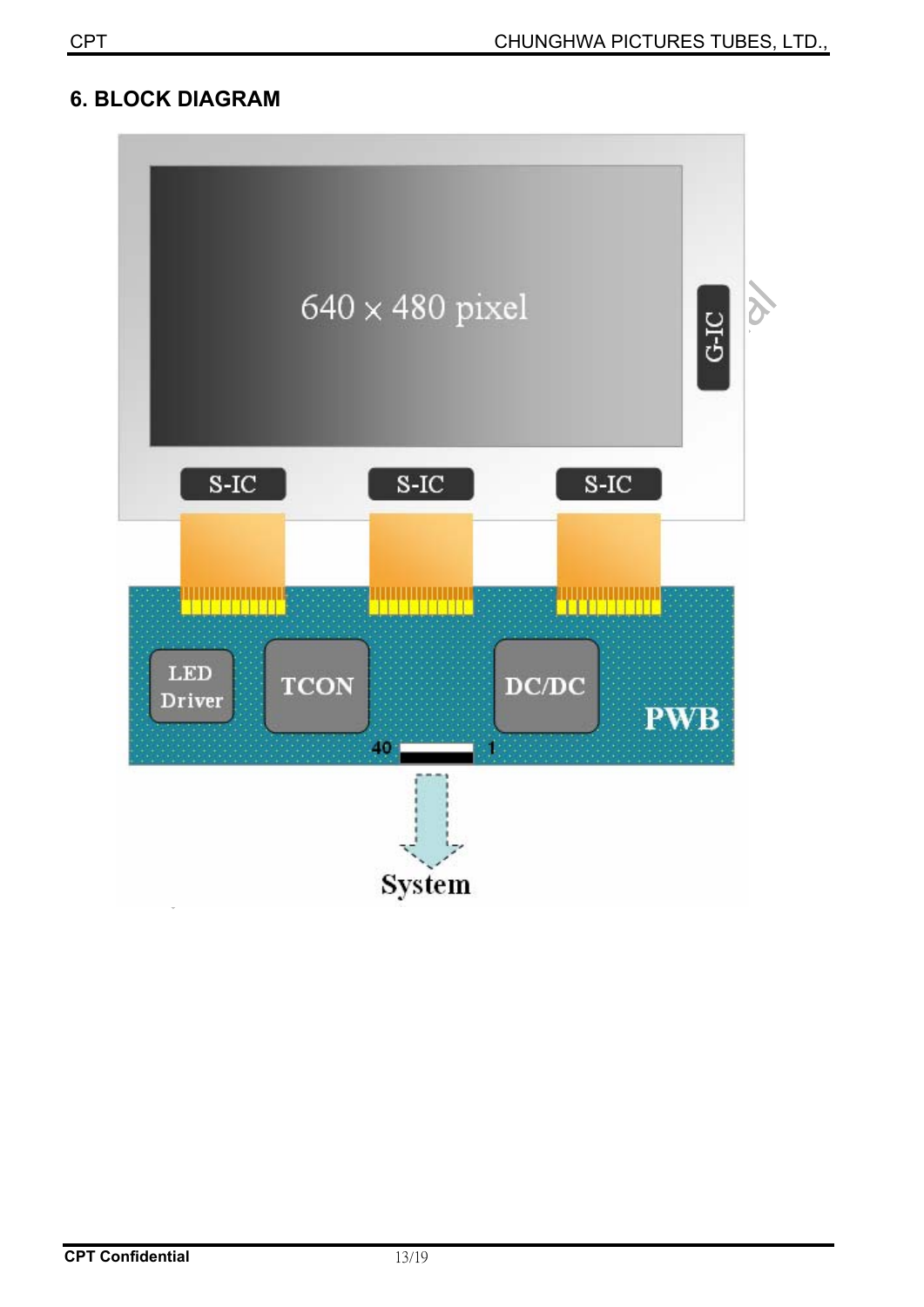## 6. BLOCK DIAGRAM

640 × 480 pixel

G-IC

S-IC

S-IC

S-IC

LED Driver

TCON

DC/DC

PWB

40

1

System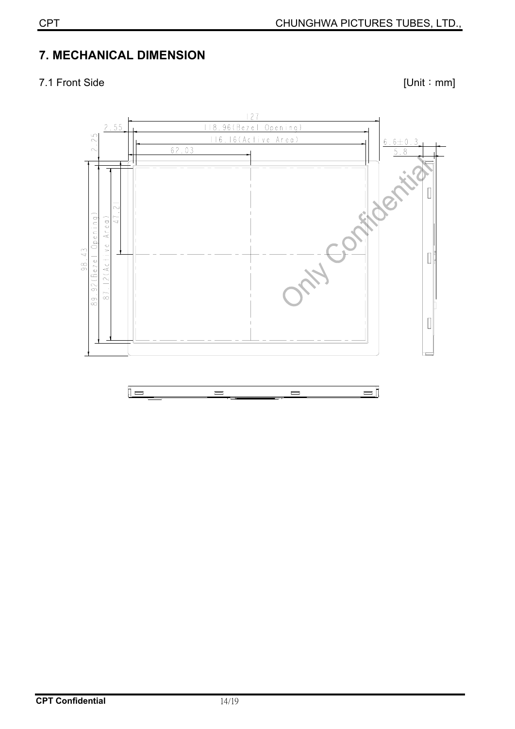# 7. MECHANICAL DIMENSION

7.1 Front Side [Unit：mm]

127

2.55

118.96(Bezel Opening)

116.16(Active Area)

62.03

2.25

6.6±0.3

5.8

98.43

89.92(Bezel Opening)

87.12(Active Area)

47.21

Only Confidential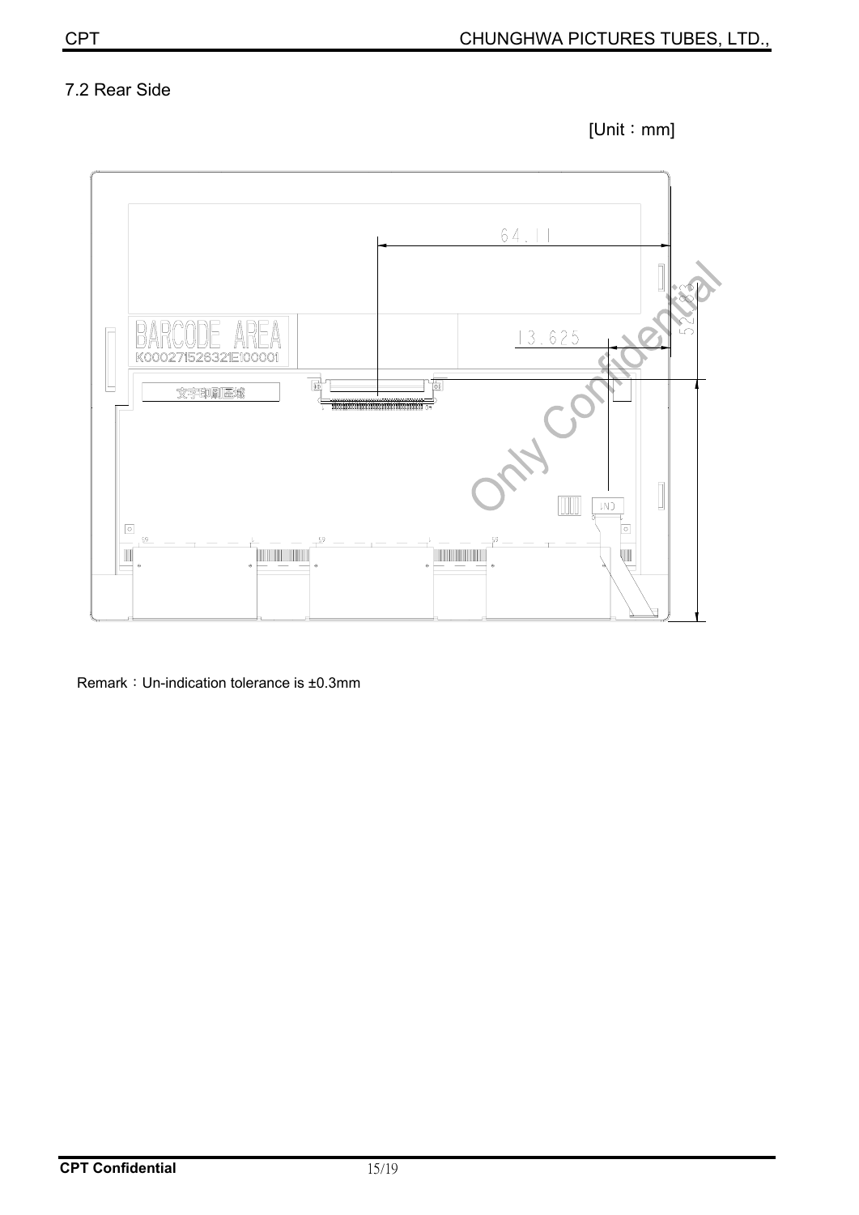## 7.2 Rear Side

[Unit：mm]

Remark：Un-indication tolerance is ±0.3mm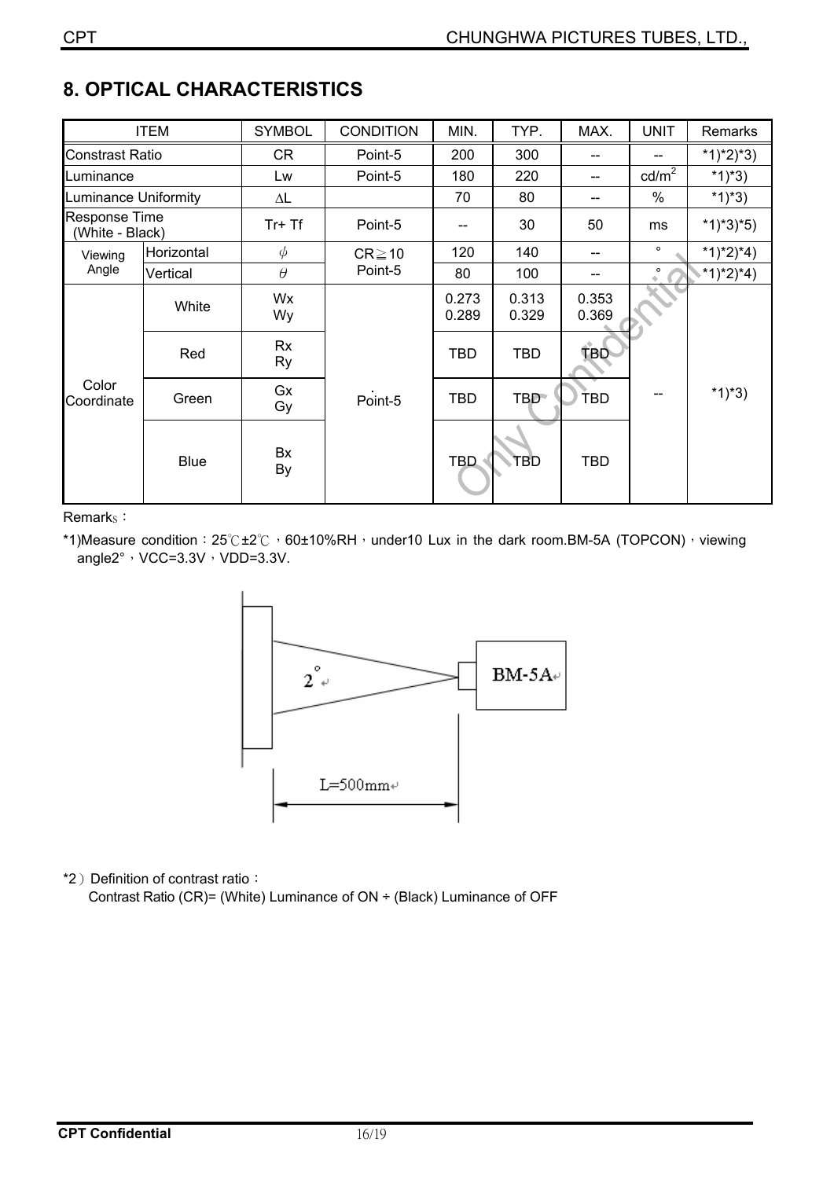## 8. OPTICAL CHARACTERISTICS

| ITEM | | SYMBOL | CONDITION | MIN. | TYP. | MAX. | UNIT | Remarks |
|---|---|---|---|---|---|---|---|---|
| Constrast Ratio | | CR | Point-5 | 200 | 300 | -- | -- | *1)*2)*3) |
| Luminance | | Lw | Point-5 | 180 | 220 | -- | cd/m² | *1)*3) |
| Luminance Uniformity | | ΔL | | 70 | 80 | -- | % | *1)*3) |
| Response Time (White - Black) | | Tr+ Tf | Point-5 | -- | 30 | 50 | ms | *1)*3)*5) |
| Viewing Angle | Horizontal | $\phi$ | CR≧10 Point-5 | 120 | 140 | -- | ° | *1)*2)*4) |
| | Vertical | $\theta$ | | 80 | 100 | -- | ° | *1)*2)*4) |
| Color Coordinate | White | Wx Wy | Point-5 | 0.273 0.289 | 0.313 0.329 | 0.353 0.369 | -- | *1)*3) |
| | Red | Rx Ry | | TBD | TBD | TBD | | |
| | Green | Gx Gy | | TBD | TBD | TBD | | |
| | Blue | Bx By | | TBD | TBD | TBD | | |

Remarks：

*1)Measure condition：25℃±2℃，60±10%RH，under10 Lux in the dark room.BM-5A (TOPCON)，viewing angle2°，VCC=3.3V，VDD=3.3V.

*2）Definition of contrast ratio：

Contrast Ratio (CR)= (White) Luminance of ON ÷ (Black) Luminance of OFF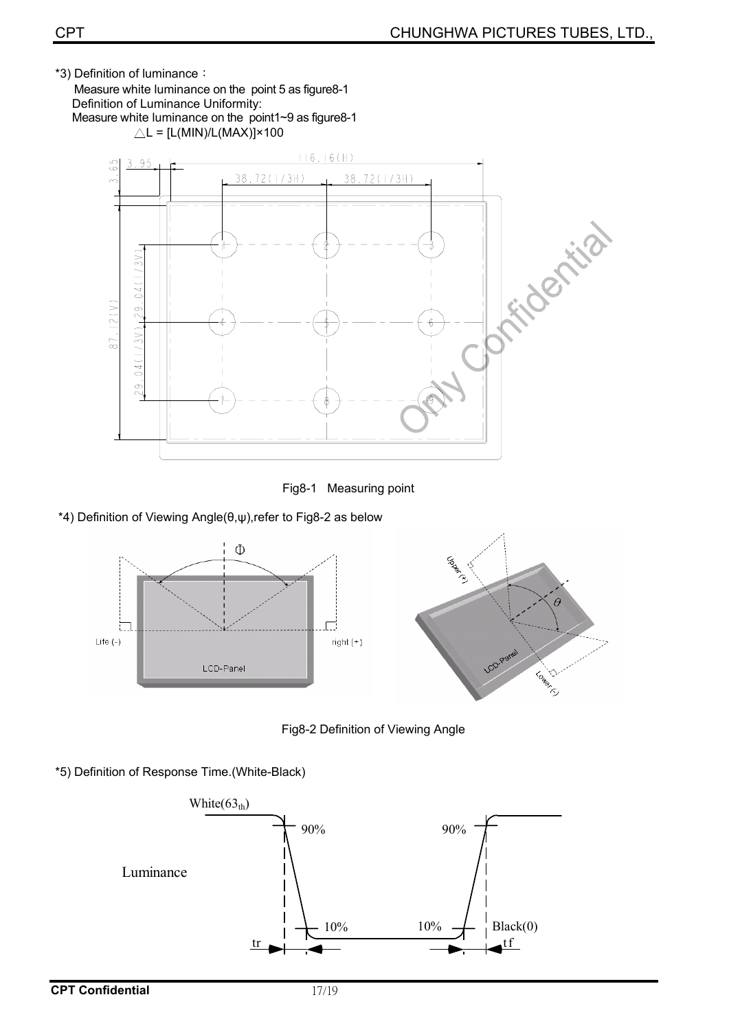*3) Definition of luminance：

Measure white luminance on the point 5 as figure8-1

Definition of Luminance Uniformity:

Measure white luminance on the point1~9 as figure8-1

$\triangle L = [L(MIN)/L(MAX)] \times 100$

Fig8-1 Measuring point

*4) Definition of Viewing Angle(θ,ψ),refer to Fig8-2 as below

Fig8-2 Definition of Viewing Angle

*5) Definition of Response Time.(White-Black)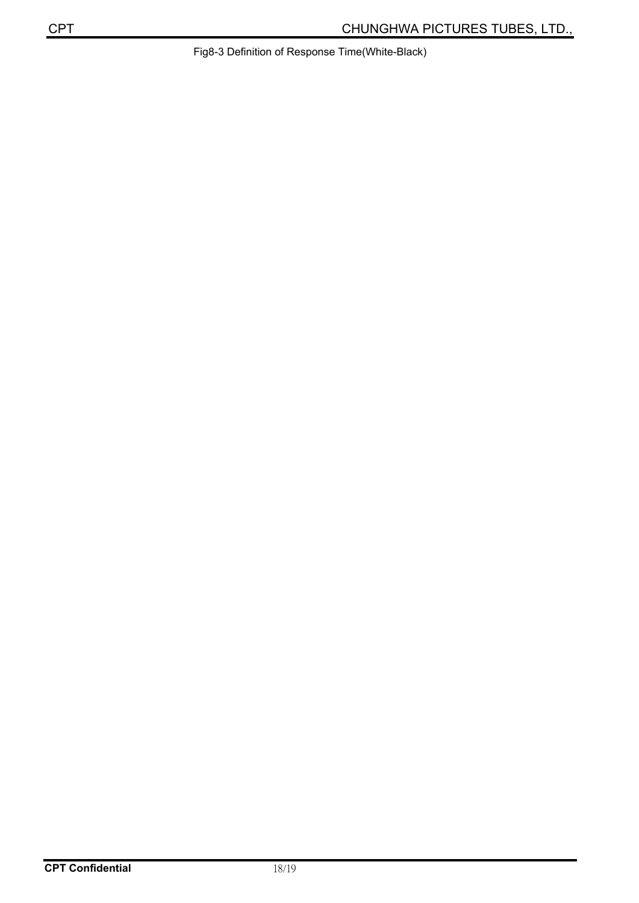Fig8-3 Definition of Response Time(White-Black)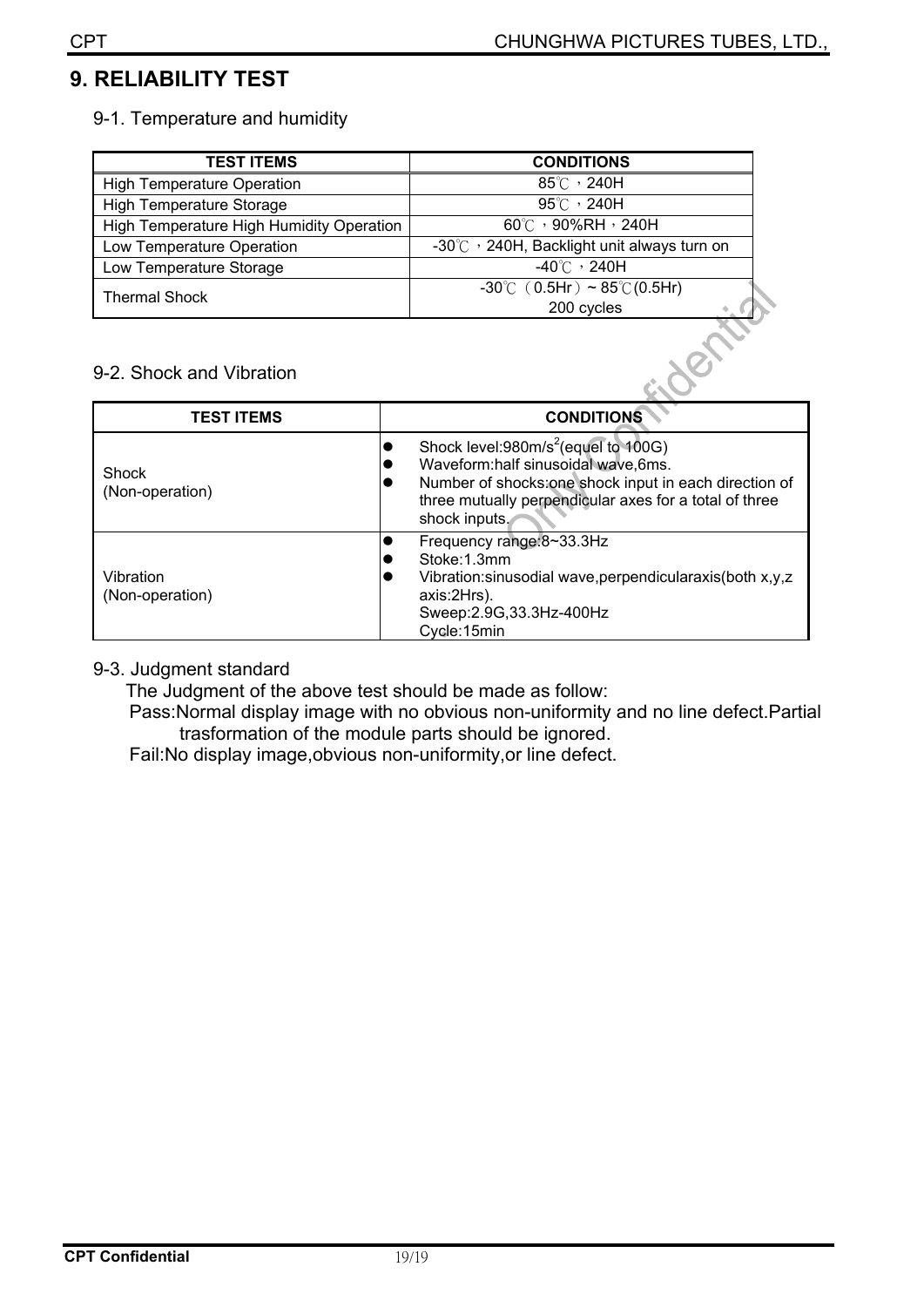# 9. RELIABILITY TEST

9-1. Temperature and humidity

| TEST ITEMS | CONDITIONS |
|---|---|
| High Temperature Operation | 85℃，240H |
| High Temperature Storage | 95℃，240H |
| High Temperature High Humidity Operation | 60℃，90%RH，240H |
| Low Temperature Operation | -30℃，240H, Backlight unit always turn on |
| Low Temperature Storage | -40℃，240H |
| Thermal Shock | -30℃（0.5Hr）~ 85℃(0.5Hr) 200 cycles |

9-2. Shock and Vibration

| TEST ITEMS | CONDITIONS |
|---|---|
| Shock (Non-operation) | • Shock level:980m/$s^2$(equel to 100G) • Waveform:half sinusoidal wave,6ms. • Number of shocks:one shock input in each direction of three mutually perpendicular axes for a total of three shock inputs. |
| Vibration (Non-operation) | • Frequency range:8~33.3Hz • Stoke:1.3mm • Vibration:sinusodial wave,perpendicularaxis(both x,y,z axis:2Hrs). Sweep:2.9G,33.3Hz-400Hz Cycle:15min |

9-3. Judgment standard

The Judgment of the above test should be made as follow:

Pass:Normal display image with no obvious non-uniformity and no line defect.Partial trasformation of the module parts should be ignored.

Fail:No display image,obvious non-uniformity,or line defect.